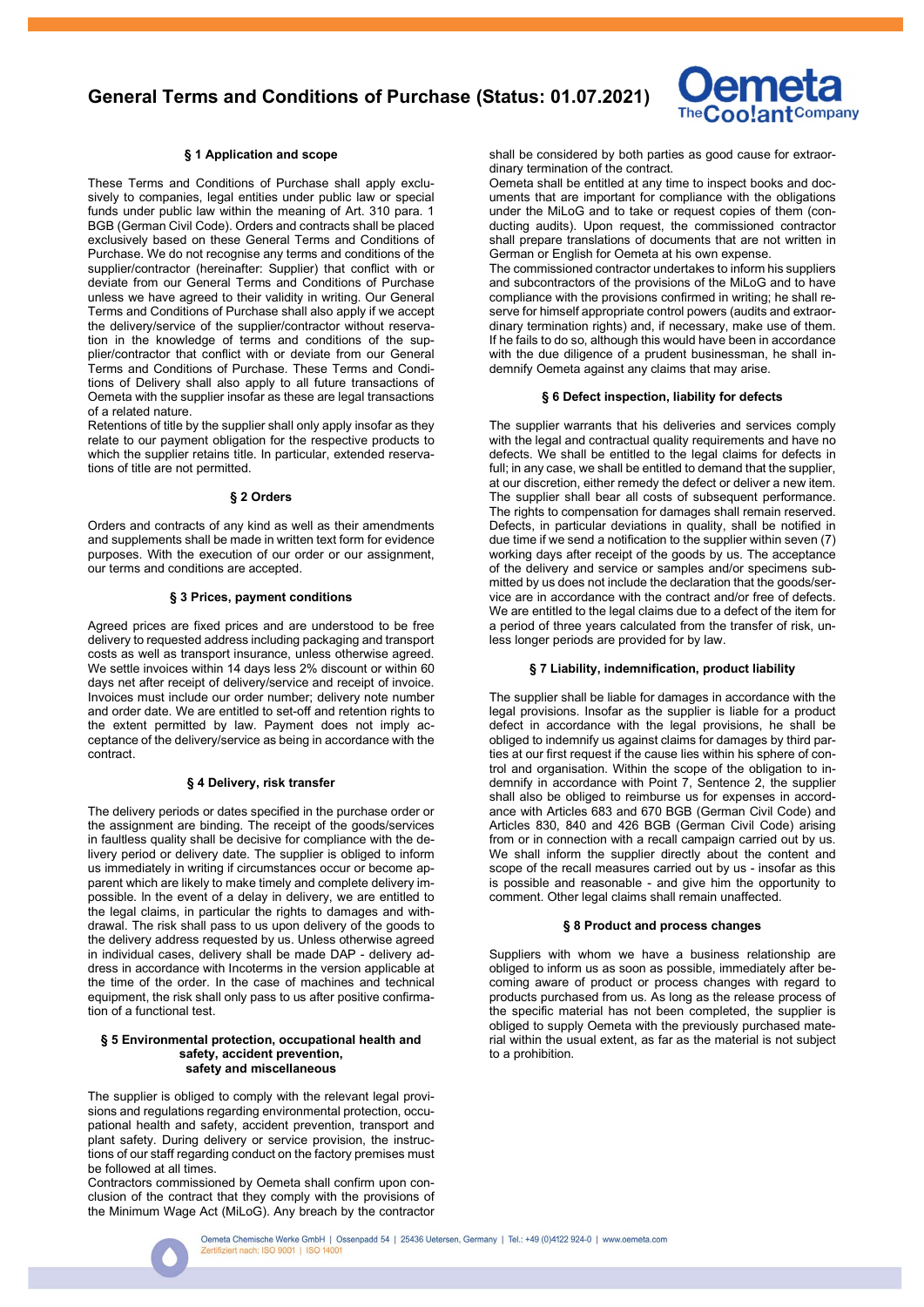# General Terms and Conditions of Purchase (Status: 01.07.2021)

### § 1 Application and scope

These Terms and Conditions of Purchase shall apply exclusively to companies, legal entities under public law or special funds under public law within the meaning of Art. 310 para. 1 BGB (German Civil Code). Orders and contracts shall be placed exclusively based on these General Terms and Conditions of Purchase. We do not recognise any terms and conditions of the supplier/contractor (hereinafter: Supplier) that conflict with or deviate from our General Terms and Conditions of Purchase unless we have agreed to their validity in writing. Our General Terms and Conditions of Purchase shall also apply if we accept the delivery/service of the supplier/contractor without reservation in the knowledge of terms and conditions of the supplier/contractor that conflict with or deviate from our General Terms and Conditions of Purchase. These Terms and Conditions of Delivery shall also apply to all future transactions of Oemeta with the supplier insofar as these are legal transactions of a related nature.

Retentions of title by the supplier shall only apply insofar as they relate to our payment obligation for the respective products to which the supplier retains title. In particular, extended reservations of title are not permitted.

### § 2 Orders

Orders and contracts of any kind as well as their amendments and supplements shall be made in written text form for evidence purposes. With the execution of our order or our assignment, our terms and conditions are accepted.

### § 3 Prices, payment conditions

Agreed prices are fixed prices and are understood to be free delivery to requested address including packaging and transport costs as well as transport insurance, unless otherwise agreed. We settle invoices within 14 days less 2% discount or within 60 days net after receipt of delivery/service and receipt of invoice. Invoices must include our order number; delivery note number and order date. We are entitled to set-off and retention rights to the extent permitted by law. Payment does not imply acceptance of the delivery/service as being in accordance with the contract.

### § 4 Delivery, risk transfer

The delivery periods or dates specified in the purchase order or the assignment are binding. The receipt of the goods/services in faultless quality shall be decisive for compliance with the delivery period or delivery date. The supplier is obliged to inform us immediately in writing if circumstances occur or become apparent which are likely to make timely and complete delivery impossible. In the event of a delay in delivery, we are entitled to the legal claims, in particular the rights to damages and withdrawal. The risk shall pass to us upon delivery of the goods to the delivery address requested by us. Unless otherwise agreed in individual cases, delivery shall be made DAP - delivery address in accordance with Incoterms in the version applicable at the time of the order. In the case of machines and technical equipment, the risk shall only pass to us after positive confirmation of a functional test.

### § 5 Environmental protection, occupational health and safety, accident prevention, safety and miscellaneous

The supplier is obliged to comply with the relevant legal provisions and regulations regarding environmental protection, occupational health and safety, accident prevention, transport and plant safety. During delivery or service provision, the instructions of our staff regarding conduct on the factory premises must be followed at all times.

Contractors commissioned by Oemeta shall confirm upon conclusion of the contract that they comply with the provisions of the Minimum Wage Act (MiLoG). Any breach by the contractor shall be considered by both parties as good cause for extraordinary termination of the contract.

Oemeta shall be entitled at any time to inspect books and documents that are important for compliance with the obligations under the MiLoG and to take or request copies of them (conducting audits). Upon request, the commissioned contractor shall prepare translations of documents that are not written in German or English for Oemeta at his own expense.

The commissioned contractor undertakes to inform his suppliers and subcontractors of the provisions of the MiLoG and to have compliance with the provisions confirmed in writing; he shall reserve for himself appropriate control powers (audits and extraordinary termination rights) and, if necessary, make use of them. If he fails to do so, although this would have been in accordance with the due diligence of a prudent businessman, he shall indemnify Oemeta against any claims that may arise.

### § 6 Defect inspection, liability for defects

The supplier warrants that his deliveries and services comply with the legal and contractual quality requirements and have no defects. We shall be entitled to the legal claims for defects in full; in any case, we shall be entitled to demand that the supplier, at our discretion, either remedy the defect or deliver a new item. The supplier shall bear all costs of subsequent performance. The rights to compensation for damages shall remain reserved. Defects, in particular deviations in quality, shall be notified in due time if we send a notification to the supplier within seven (7) working days after receipt of the goods by us. The acceptance of the delivery and service or samples and/or specimens submitted by us does not include the declaration that the goods/service are in accordance with the contract and/or free of defects. We are entitled to the legal claims due to a defect of the item for a period of three years calculated from the transfer of risk, unless longer periods are provided for by law.

### § 7 Liability, indemnification, product liability

The supplier shall be liable for damages in accordance with the legal provisions. Insofar as the supplier is liable for a product defect in accordance with the legal provisions, he shall be obliged to indemnify us against claims for damages by third parties at our first request if the cause lies within his sphere of control and organisation. Within the scope of the obligation to indemnify in accordance with Point 7, Sentence 2, the supplier shall also be obliged to reimburse us for expenses in accordance with Articles 683 and 670 BGB (German Civil Code) and Articles 830, 840 and 426 BGB (German Civil Code) arising from or in connection with a recall campaign carried out by us. We shall inform the supplier directly about the content and scope of the recall measures carried out by us - insofar as this is possible and reasonable - and give him the opportunity to comment. Other legal claims shall remain unaffected.

### § 8 Product and process changes

Suppliers with whom we have a business relationship are obliged to inform us as soon as possible, immediately after becoming aware of product or process changes with regard to products purchased from us. As long as the release process of the specific material has not been completed, the supplier is obliged to supply Oemeta with the previously purchased material within the usual extent, as far as the material is not subject to a prohibition.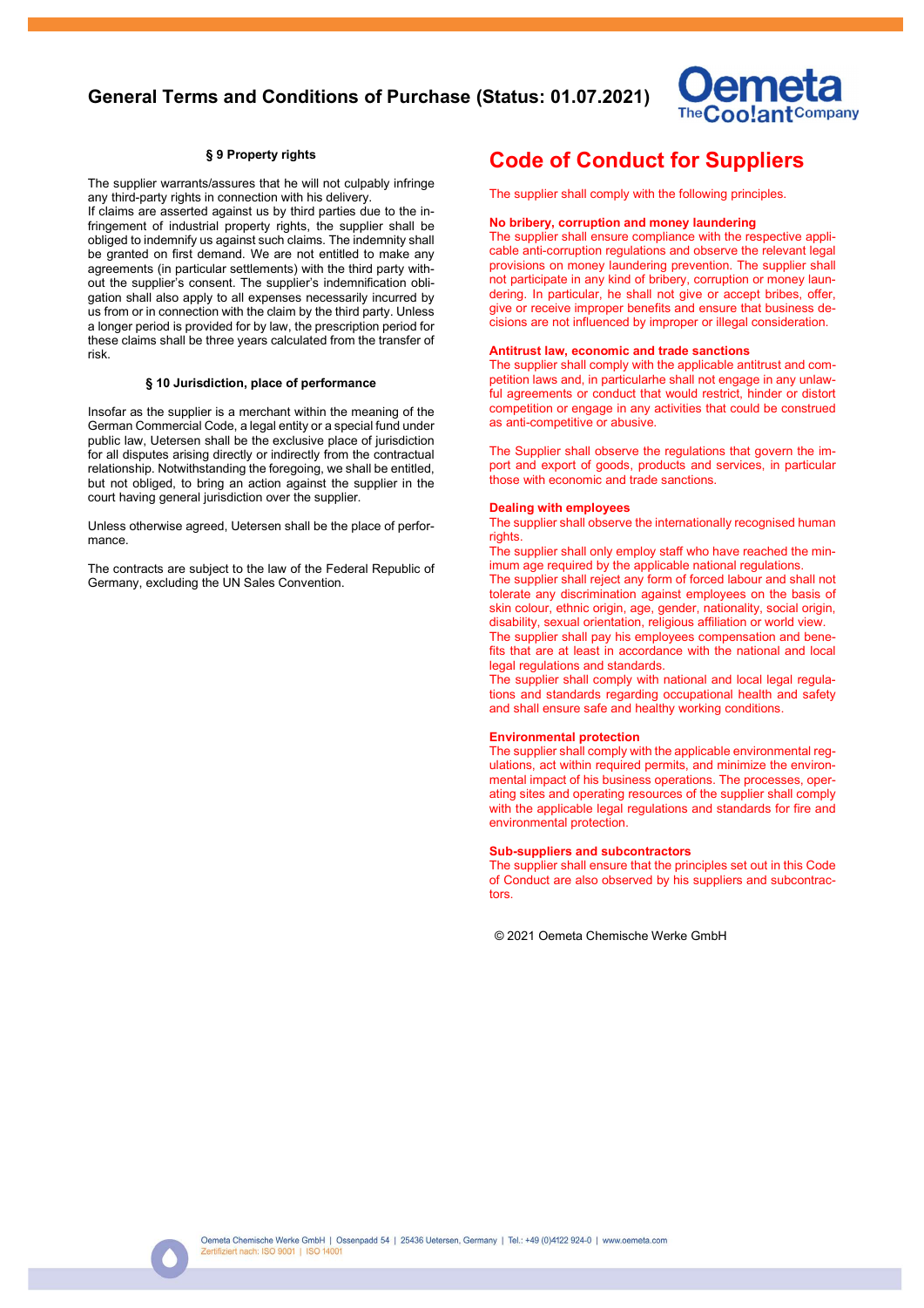### § 9 Property rights

The supplier warrants/assures that he will not culpably infringe any third-party rights in connection with his delivery.
If claims are asserted against us by third parties due to the infringement of industrial property rights, the supplier shall be obliged to indemnify us against such claims. The indemnity shall be granted on first demand. We are not entitled to make any agreements (in particular settlements) with the third party without the supplier's consent. The supplier's indemnification obligation shall also apply to all expenses necessarily incurred by us from or in connection with the claim by the third party. Unless a longer period is provided for by law, the prescription period for these claims shall be three years calculated from the transfer of risk.

### § 10 Jurisdiction, place of performance

Insofar as the supplier is a merchant within the meaning of the German Commercial Code, a legal entity or a special fund under public law, Uetersen shall be the exclusive place of jurisdiction for all disputes arising directly or indirectly from the contractual relationship. Notwithstanding the foregoing, we shall be entitled, but not obliged, to bring an action against the supplier in the court having general jurisdiction over the supplier.

Unless otherwise agreed, Uetersen shall be the place of performance.

The contracts are subject to the law of the Federal Republic of Germany, excluding the UN Sales Convention.

# Code of Conduct for Suppliers

The supplier shall comply with the following principles.

**No bribery, corruption and money laundering**
The supplier shall ensure compliance with the respective applicable anti-corruption regulations and observe the relevant legal provisions on money laundering prevention. The supplier shall not participate in any kind of bribery, corruption or money laundering. In particular, he shall not give or accept bribes, offer, give or receive improper benefits and ensure that business decisions are not influenced by improper or illegal consideration.

**Antitrust law, economic and trade sanctions**
The supplier shall comply with the applicable antitrust and competition laws and, in particularhe shall not engage in any unlawful agreements or conduct that would restrict, hinder or distort competition or engage in any activities that could be construed as anti-competitive or abusive.

The Supplier shall observe the regulations that govern the import and export of goods, products and services, in particular those with economic and trade sanctions.

**Dealing with employees**
The supplier shall observe the internationally recognised human rights.
The supplier shall only employ staff who have reached the minimum age required by the applicable national regulations.
The supplier shall reject any form of forced labour and shall not tolerate any discrimination against employees on the basis of skin colour, ethnic origin, age, gender, nationality, social origin, disability, sexual orientation, religious affiliation or world view.
The supplier shall pay his employees compensation and benefits that are at least in accordance with the national and local legal regulations and standards.
The supplier shall comply with national and local legal regulations and standards regarding occupational health and safety and shall ensure safe and healthy working conditions.

**Environmental protection**
The supplier shall comply with the applicable environmental regulations, act within required permits, and minimize the environmental impact of his business operations. The processes, operating sites and operating resources of the supplier shall comply with the applicable legal regulations and standards for fire and environmental protection.

**Sub-suppliers and subcontractors**
The supplier shall ensure that the principles set out in this Code of Conduct are also observed by his suppliers and subcontractors.

© 2021 Oemeta Chemische Werke GmbH